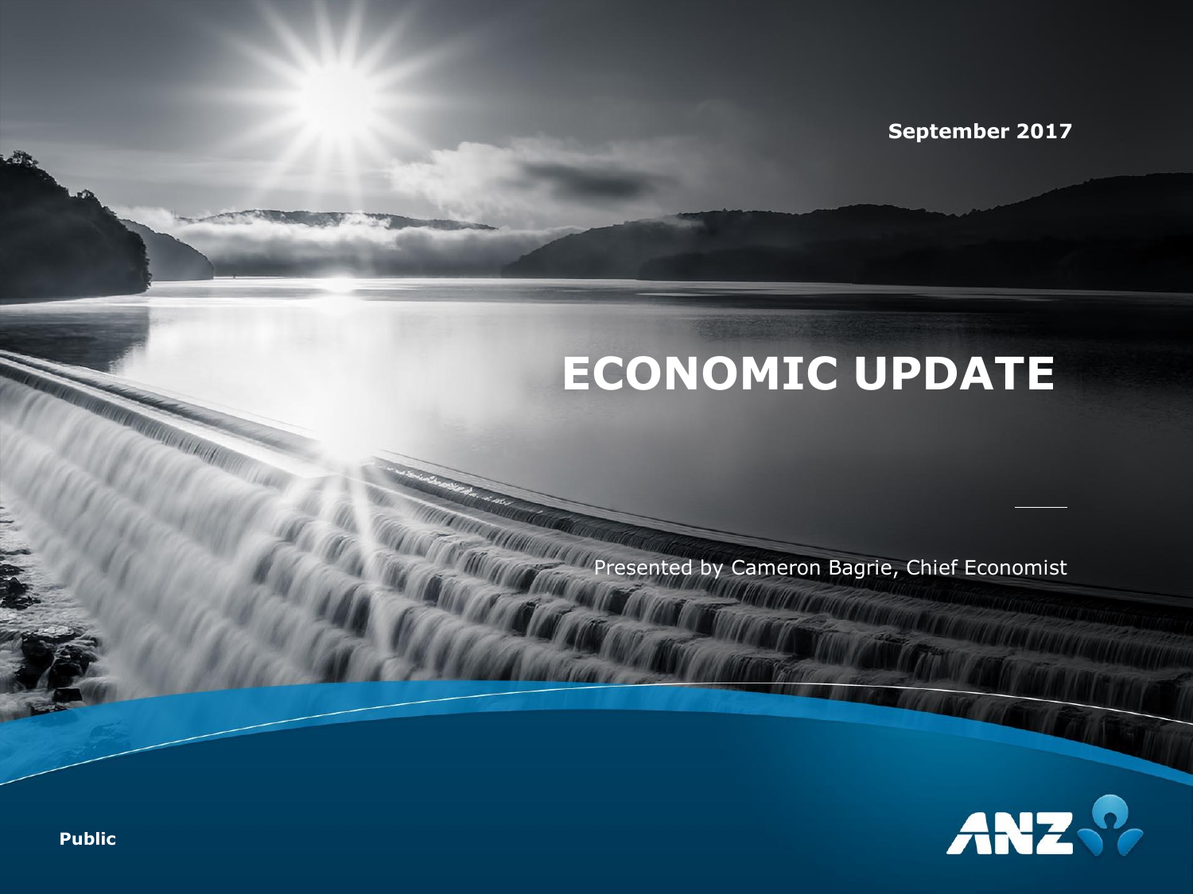September 2017

# ECONOMIC UPDATE

Presented by Cameron Bagrie, Chief Economist

Public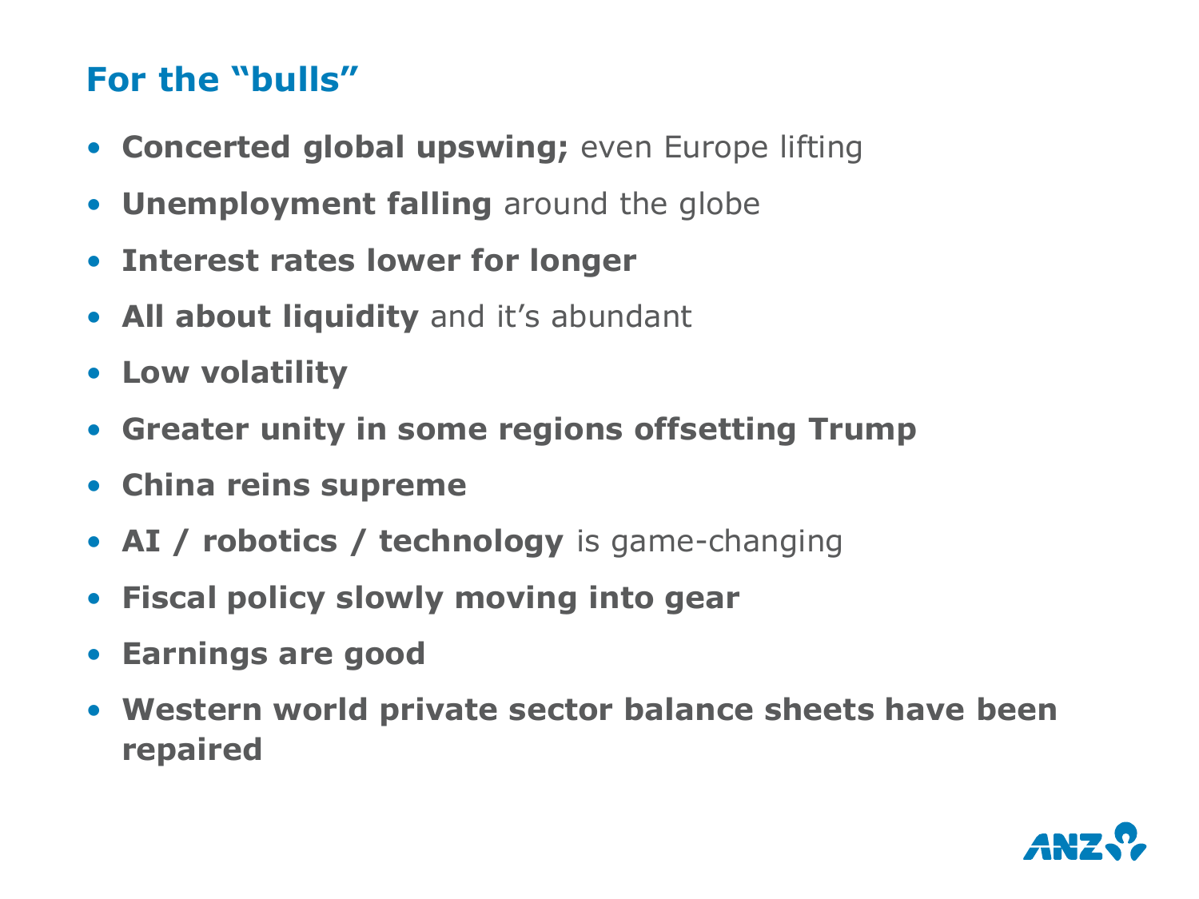## For the "bulls"

- **Concerted global upswing;** even Europe lifting
- **Unemployment falling** around the globe
- **Interest rates lower for longer**
- **All about liquidity** and it's abundant
- **Low volatility**
- **Greater unity in some regions offsetting Trump**
- **China reins supreme**
- **AI / robotics / technology** is game-changing
- **Fiscal policy slowly moving into gear**
- **Earnings are good**
- **Western world private sector balance sheets have been repaired**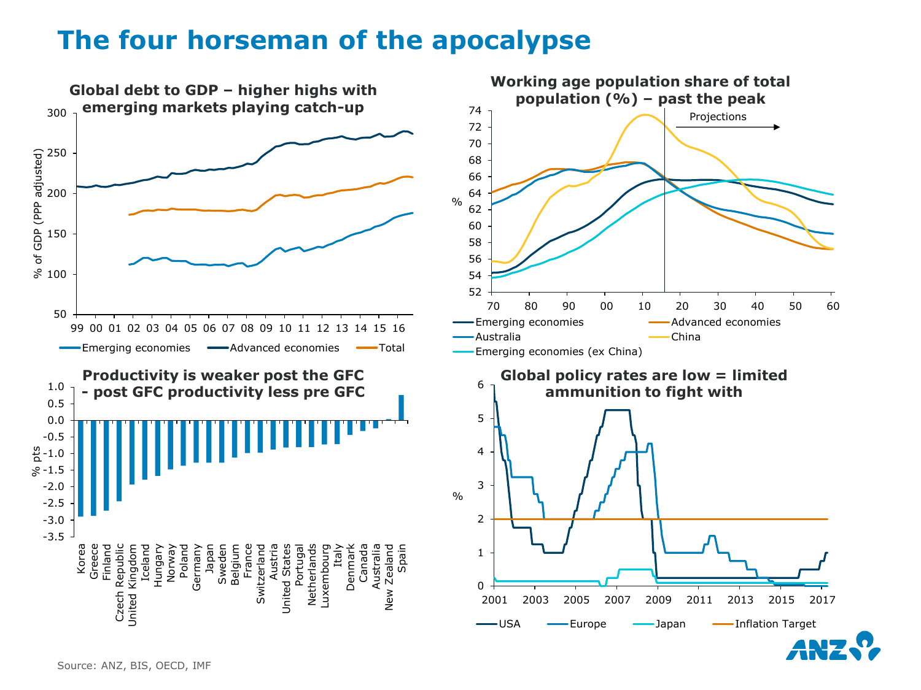# The four horseman of the apocalypse

### Global debt to GDP – higher highs with emerging markets playing catch-up

% of GDP (PPP adjusted)

Emerging economies — Advanced economies — Total

### Working age population share of total population (%) – past the peak

Projections

Emerging economies — Advanced economies — Australia — China — Emerging economies (ex China)

### Productivity is weaker post the GFC - post GFC productivity less pre GFC

% pts

Korea, Greece, Finland, Czech Republic, United Kingdom, Iceland, Hungary, Norway, Poland, Germany, Japan, Sweden, Belgium, France, Switzerland, Austria, United States, Portugal, Netherlands, Luxembourg, Italy, Denmark, Canada, Australia, New Zealand, Spain

### Global policy rates are low = limited ammunition to fight with

%

USA — Europe — Japan — Inflation Target

Source: ANZ, BIS, OECD, IMF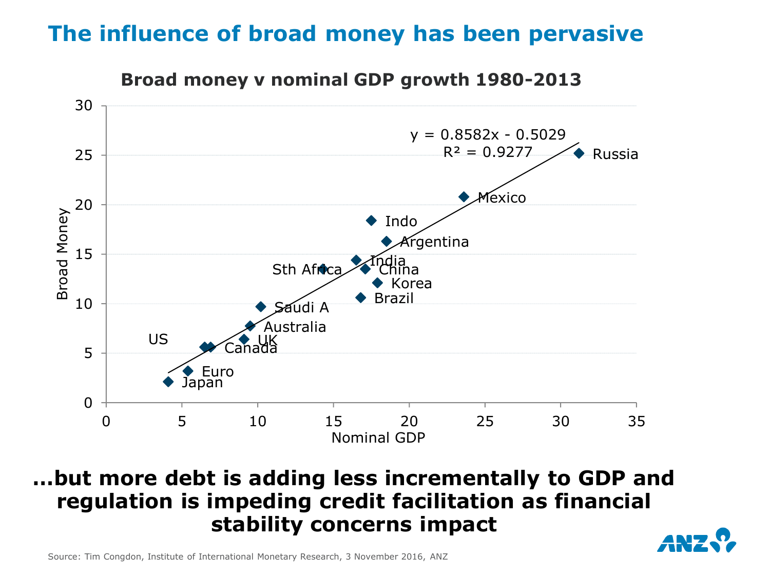# The influence of broad money has been pervasive

**Broad money v nominal GDP growth 1980-2013**

$y = 0.8582x - 0.5029$
$R^2 = 0.9277$

Broad Money

Nominal GDP

Russia, Mexico, Indo, Argentina, India, China, Sth Africa, Korea, Brazil, Saudi A, Australia, UK, US, Canada, Euro, Japan

**…but more debt is adding less incrementally to GDP and regulation is impeding credit facilitation as financial stability concerns impact**

Source: Tim Congdon, Institute of International Monetary Research, 3 November 2016, ANZ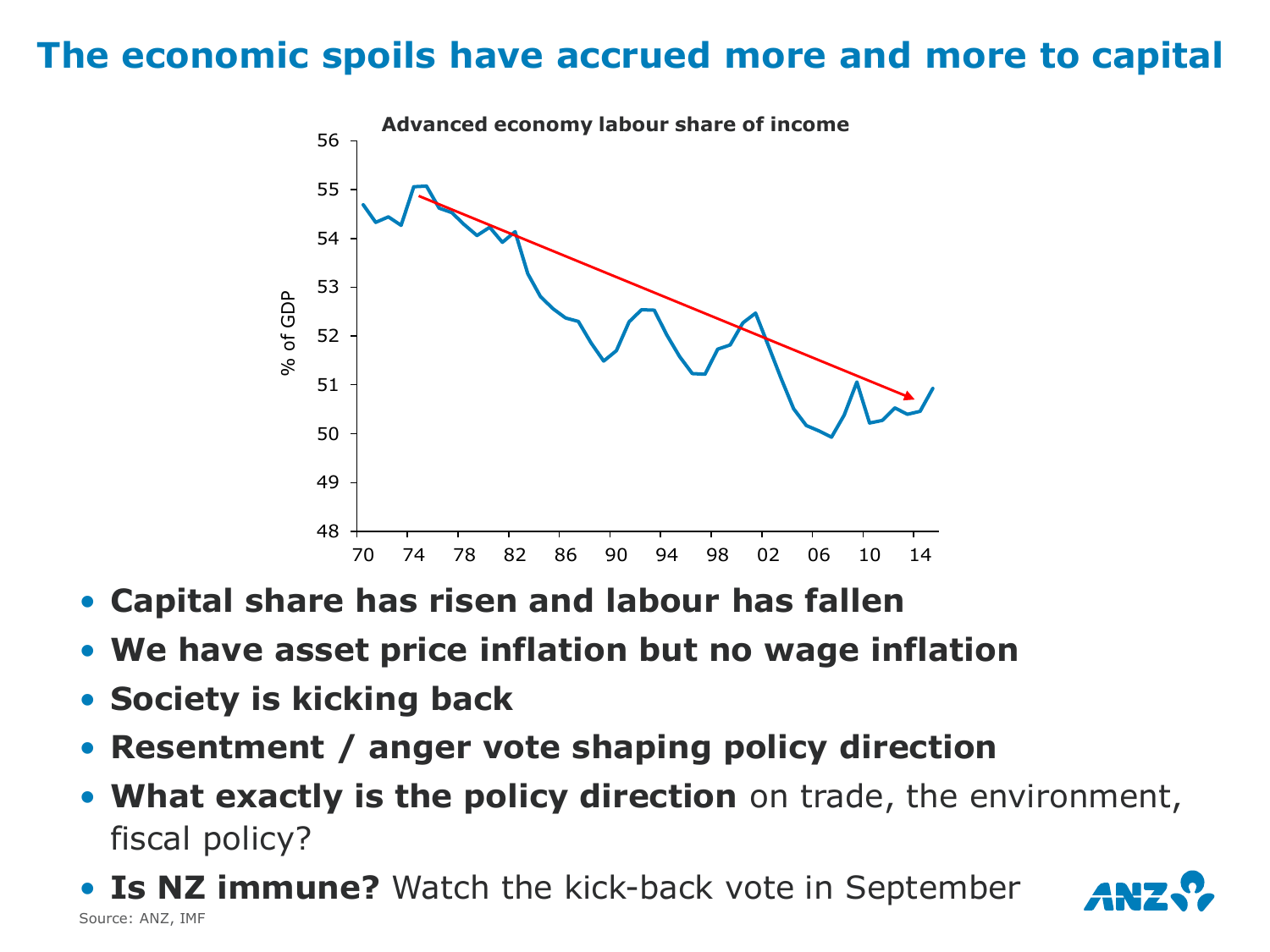# The economic spoils have accrued more and more to capital

**Advanced economy labour share of income**

- **Capital share has risen and labour has fallen**
- **We have asset price inflation but no wage inflation**
- **Society is kicking back**
- **Resentment / anger vote shaping policy direction**
- **What exactly is the policy direction** on trade, the environment, fiscal policy?
- **Is NZ immune?** Watch the kick-back vote in September

Source: ANZ, IMF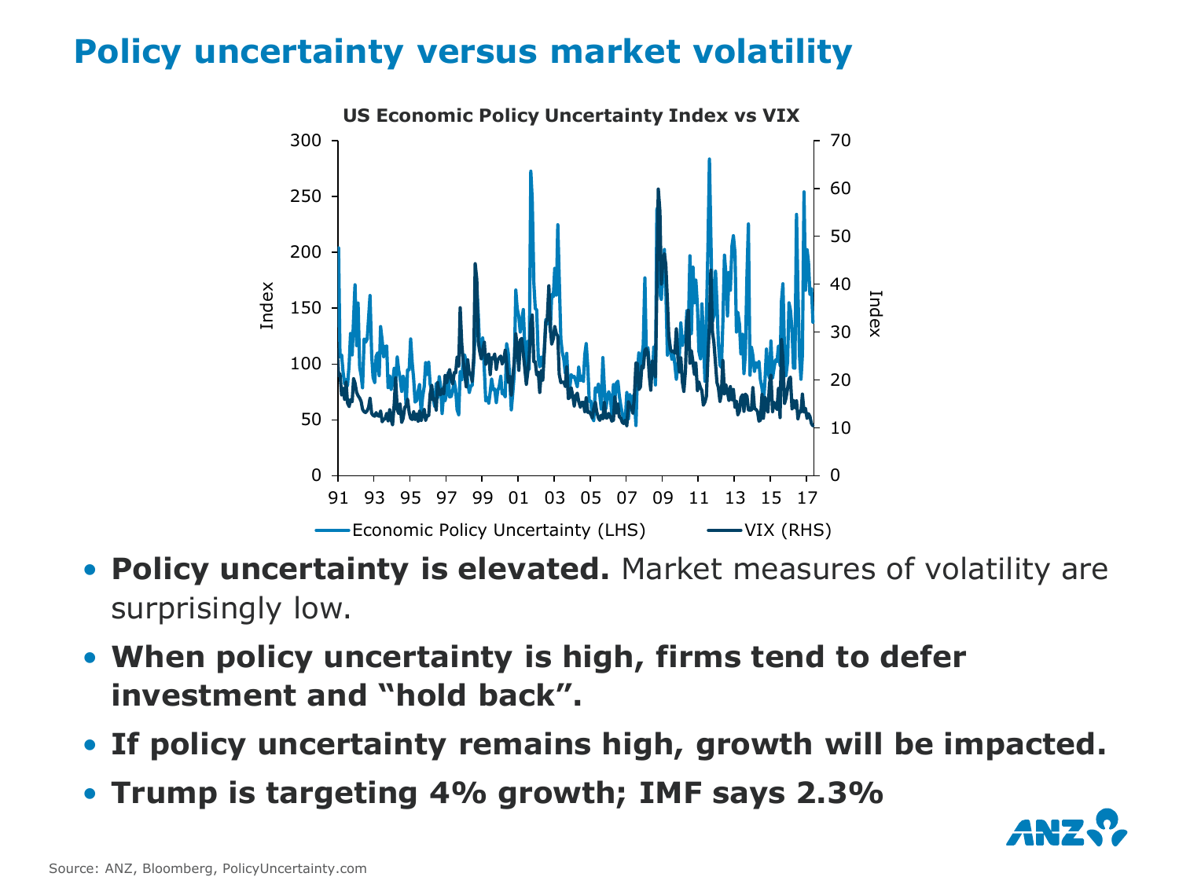# Policy uncertainty versus market volatility

**US Economic Policy Uncertainty Index vs VIX**

Economic Policy Uncertainty (LHS) — VIX (RHS)

- **Policy uncertainty is elevated.** Market measures of volatility are surprisingly low.
- **When policy uncertainty is high, firms tend to defer investment and "hold back".**
- **If policy uncertainty remains high, growth will be impacted.**
- **Trump is targeting 4% growth; IMF says 2.3%**

Source: ANZ, Bloomberg, PolicyUncertainty.com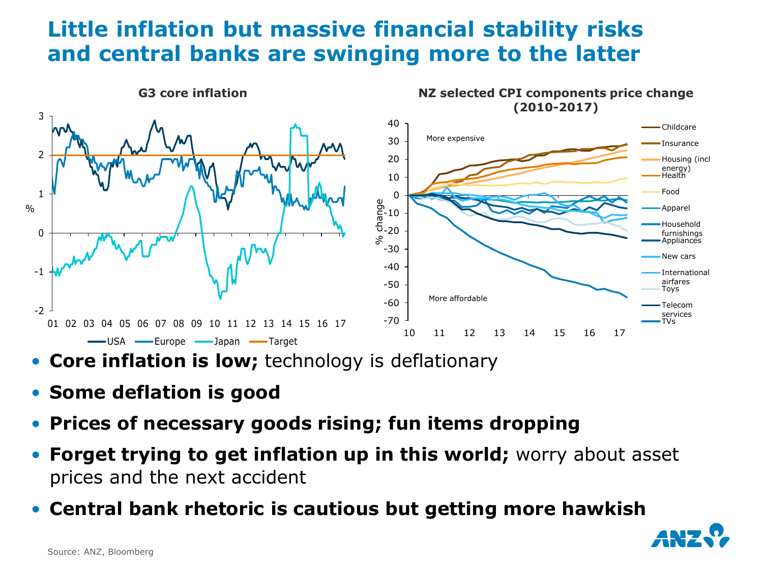# Little inflation but massive financial stability risks and central banks are swinging more to the latter

**G3 core inflation**

**NZ selected CPI components price change (2010-2017)**

- **Core inflation is low;** technology is deflationary
- **Some deflation is good**
- **Prices of necessary goods rising; fun items dropping**
- **Forget trying to get inflation up in this world;** worry about asset prices and the next accident
- **Central bank rhetoric is cautious but getting more hawkish**

Source: ANZ, Bloomberg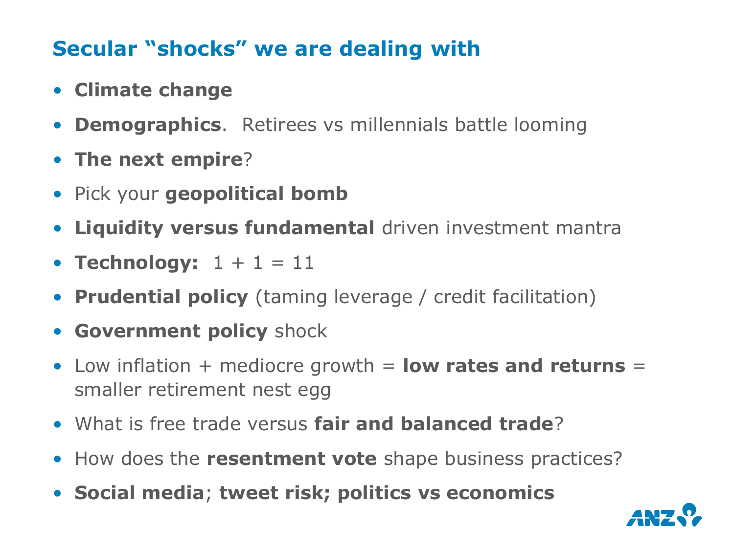## Secular "shocks" we are dealing with

- **Climate change**
- **Demographics**. Retirees vs millennials battle looming
- **The next empire**?
- Pick your **geopolitical bomb**
- **Liquidity versus fundamental** driven investment mantra
- **Technology:** 1 + 1 = 11
- **Prudential policy** (taming leverage / credit facilitation)
- **Government policy** shock
- Low inflation + mediocre growth = **low rates and returns** = smaller retirement nest egg
- What is free trade versus **fair and balanced trade**?
- How does the **resentment vote** shape business practices?
- **Social media**; **tweet risk; politics vs economics**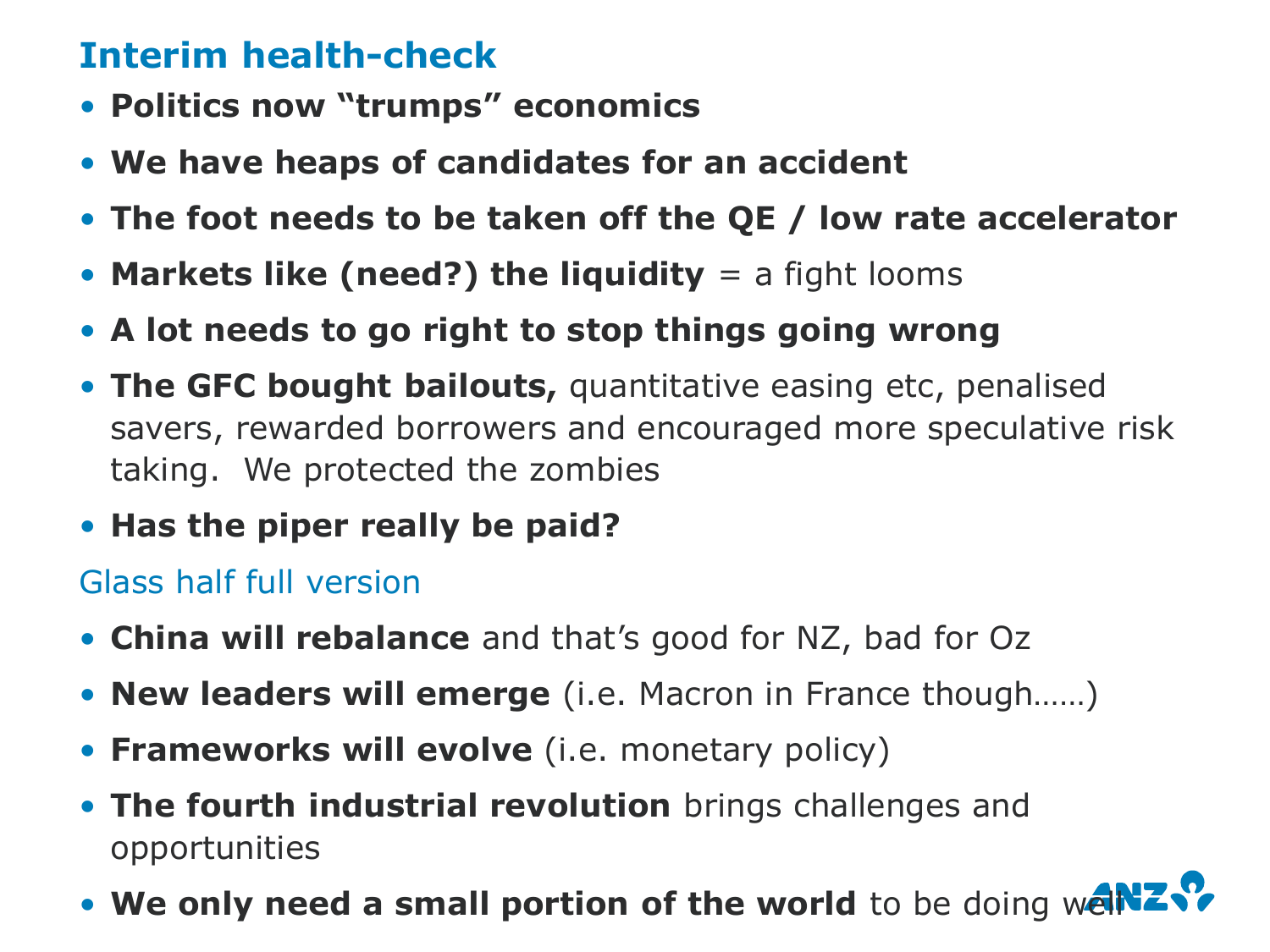## Interim health-check

- **Politics now “trumps” economics**
- **We have heaps of candidates for an accident**
- **The foot needs to be taken off the QE / low rate accelerator**
- **Markets like (need?) the liquidity** = a fight looms
- **A lot needs to go right to stop things going wrong**
- **The GFC bought bailouts,** quantitative easing etc, penalised savers, rewarded borrowers and encouraged more speculative risk taking. We protected the zombies
- **Has the piper really be paid?**

### Glass half full version

- **China will rebalance** and that’s good for NZ, bad for Oz
- **New leaders will emerge** (i.e. Macron in France though……)
- **Frameworks will evolve** (i.e. monetary policy)
- **The fourth industrial revolution** brings challenges and opportunities
- **We only need a small portion of the world** to be doing well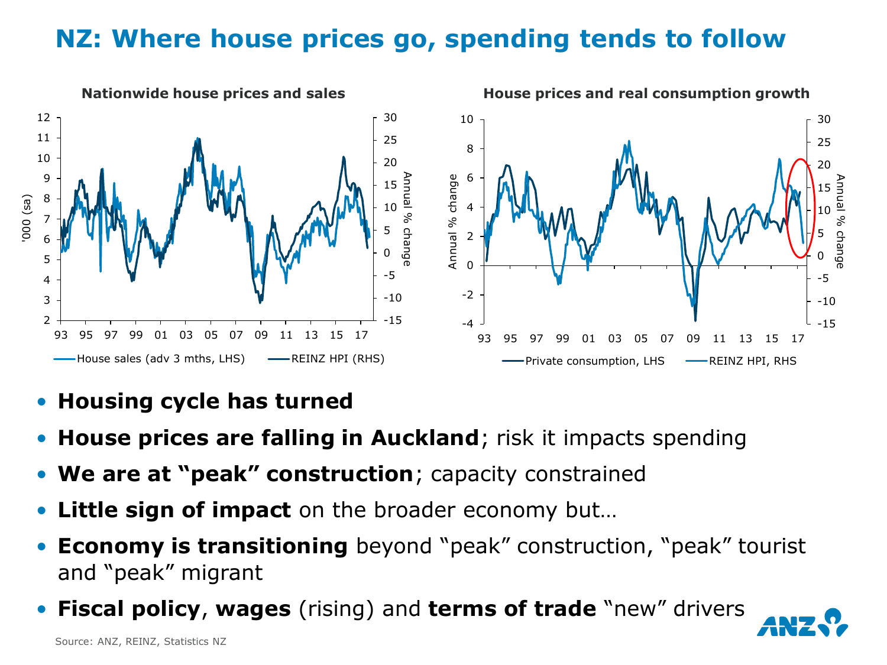# NZ: Where house prices go, spending tends to follow

**Nationwide house prices and sales**

House sales (adv 3 mths, LHS) — REINZ HPI (RHS)

**House prices and real consumption growth**

Private consumption, LHS — REINZ HPI, RHS

- **Housing cycle has turned**
- **House prices are falling in Auckland**; risk it impacts spending
- **We are at "peak" construction**; capacity constrained
- **Little sign of impact** on the broader economy but…
- **Economy is transitioning** beyond "peak" construction, "peak" tourist and "peak" migrant
- **Fiscal policy**, **wages** (rising) and **terms of trade** "new" drivers

Source: ANZ, REINZ, Statistics NZ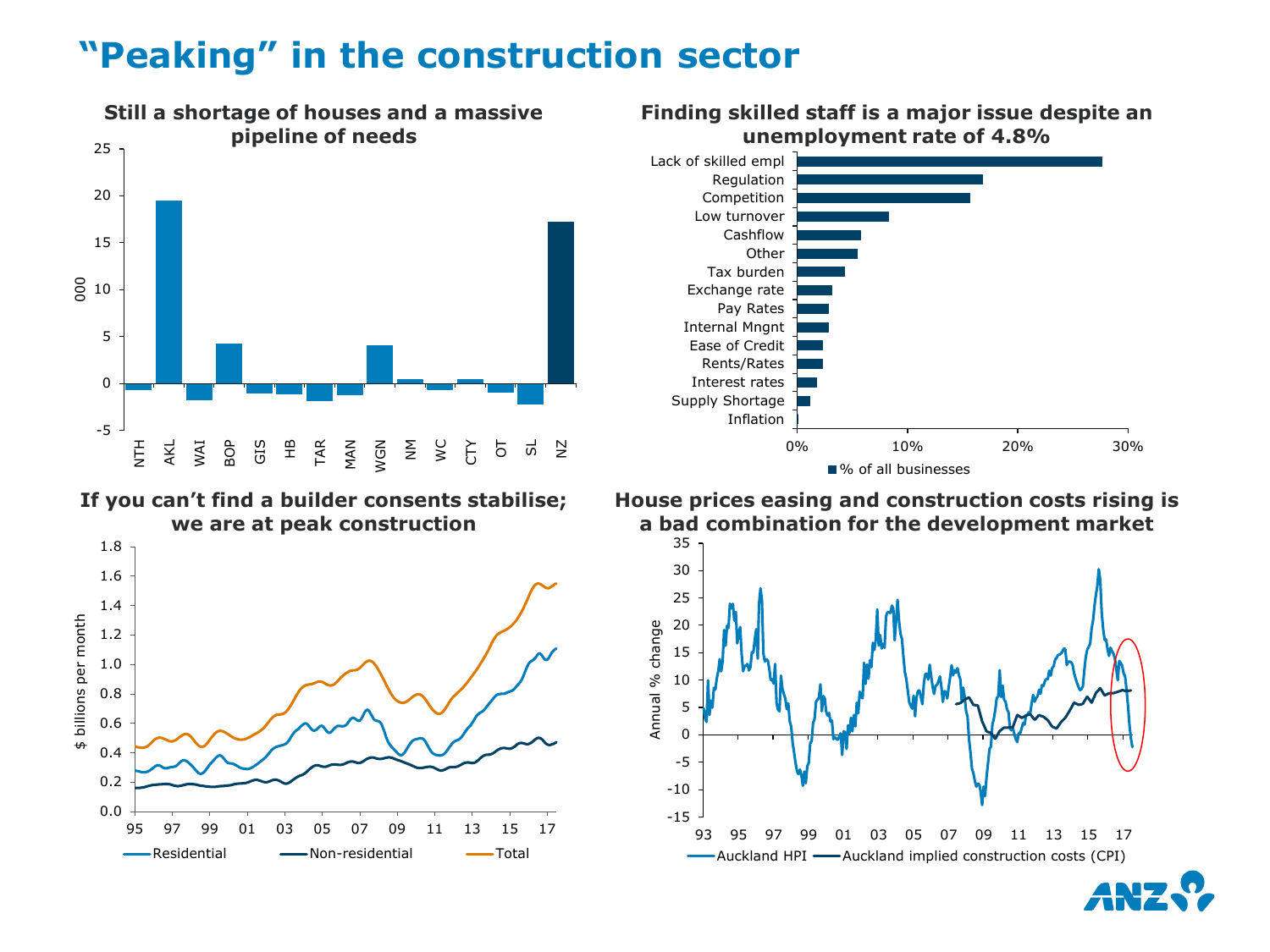# "Peaking" in the construction sector

### Still a shortage of houses and a massive pipeline of needs

### Finding skilled staff is a major issue despite an unemployment rate of 4.8%

### If you can't find a builder consents stabilise; we are at peak construction

### House prices easing and construction costs rising is a bad combination for the development market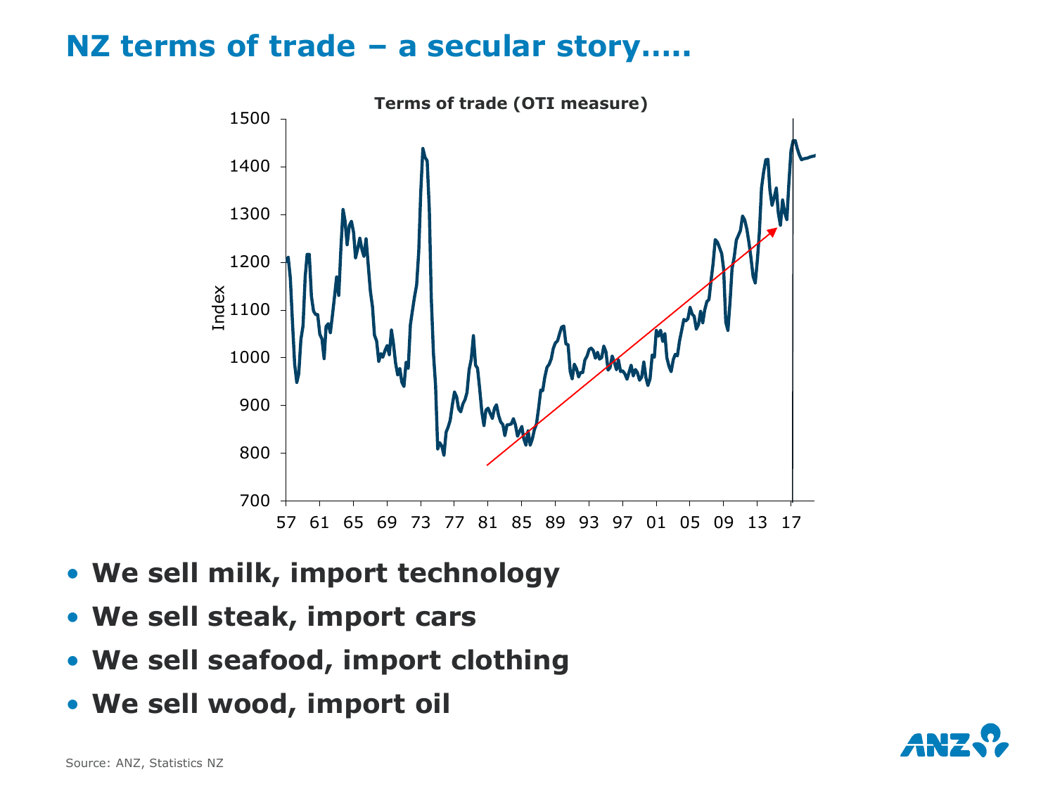# NZ terms of trade – a secular story.....

- **We sell milk, import technology**
- **We sell steak, import cars**
- **We sell seafood, import clothing**
- **We sell wood, import oil**

Source: ANZ, Statistics NZ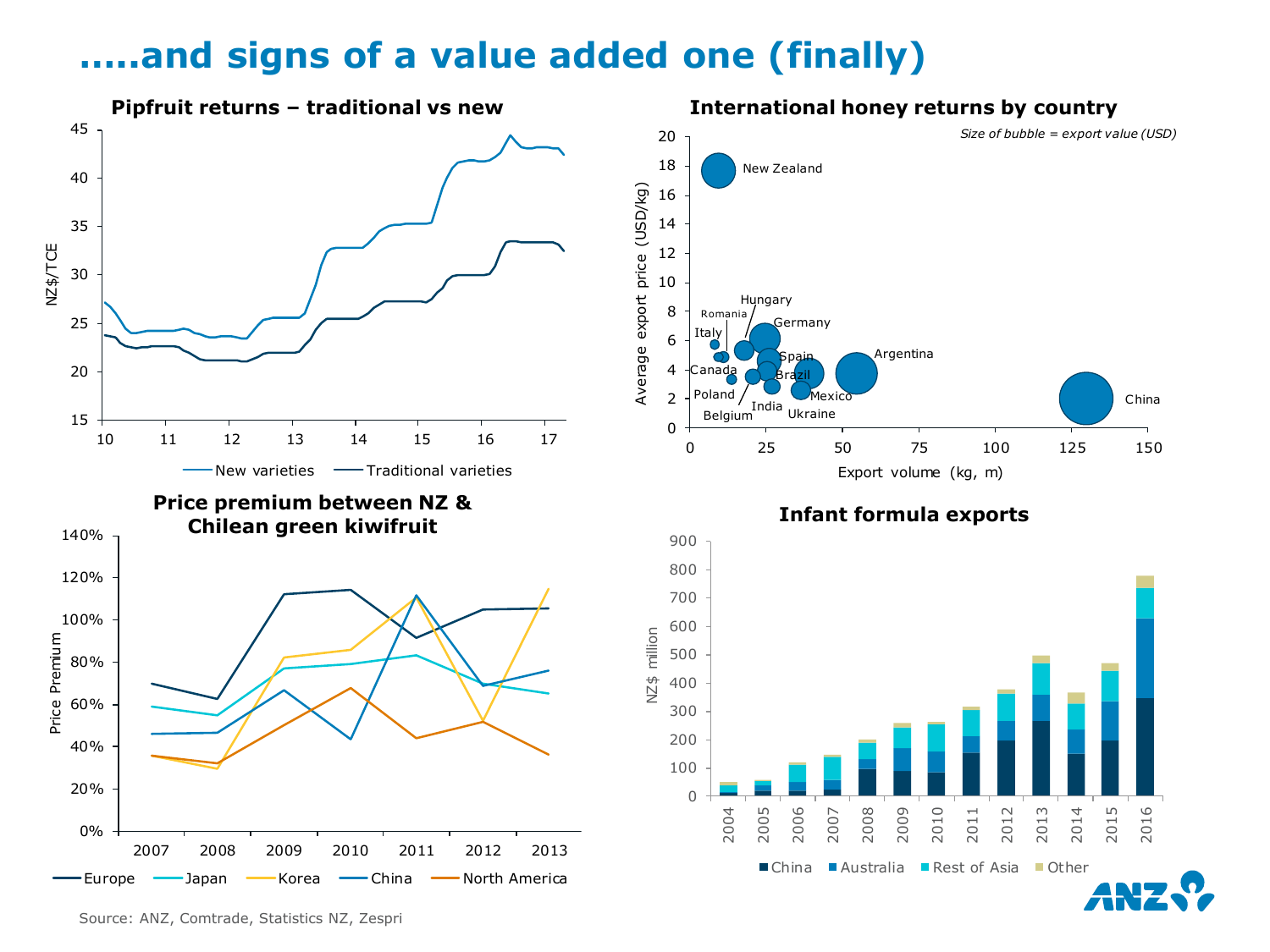# .....and signs of a value added one (finally)

### Pipfruit returns – traditional vs new

NZ$/TCE

New varieties — Traditional varieties

### International honey returns by country

*Size of bubble = export value (USD)*

Average export price (USD/kg)

Export volume (kg, m)

New Zealand, Hungary, Romania, Germany, Italy, Spain, Canada, Brazil, Argentina, Poland, Mexico, India, Belgium, Ukraine, China

### Price premium between NZ & Chilean green kiwifruit

Price Premium

Europe — Japan — Korea — China — North America

### Infant formula exports

NZ$ million

China, Australia, Rest of Asia, Other

Source: ANZ, Comtrade, Statistics NZ, Zespri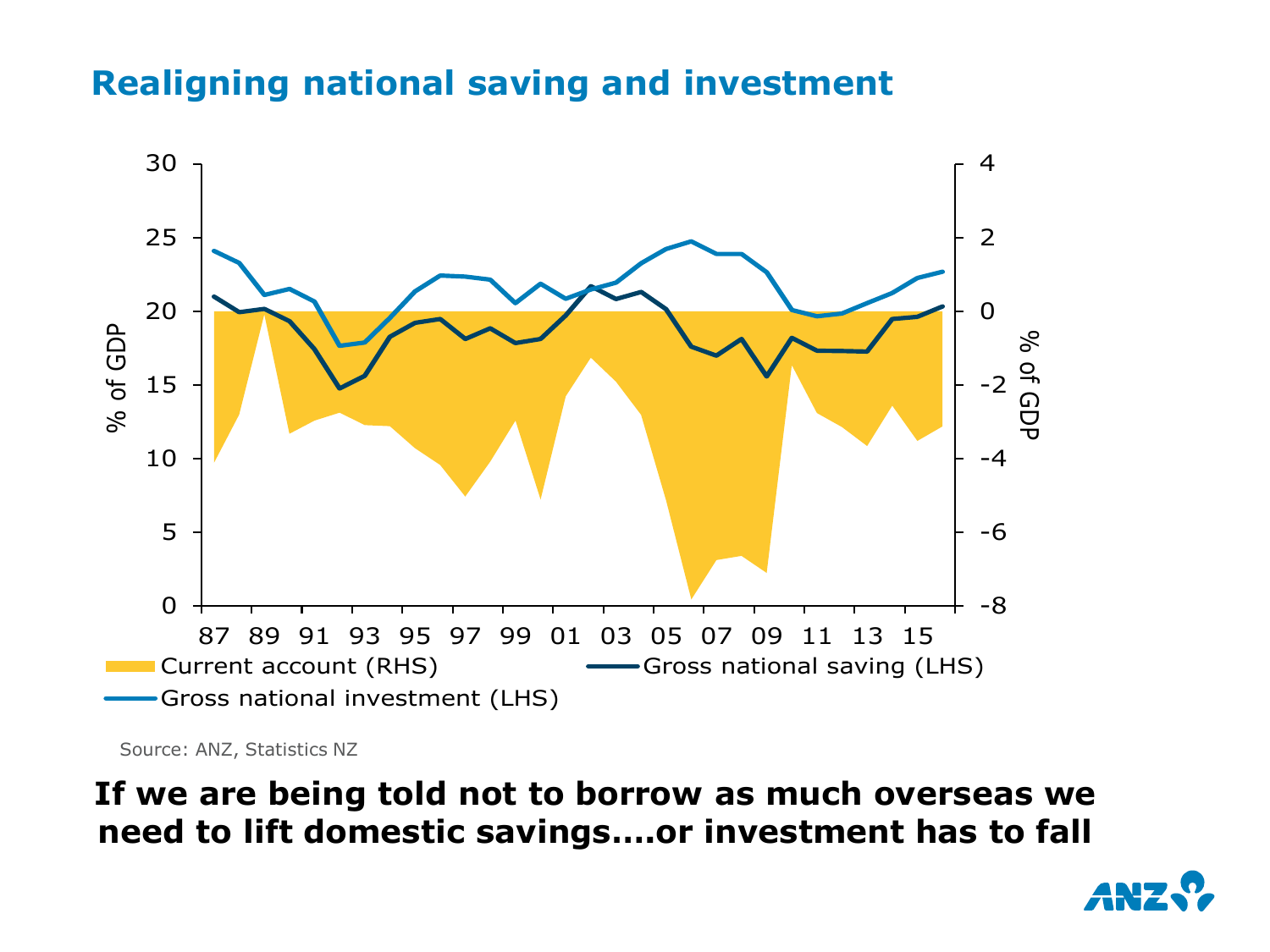## Realigning national saving and investment

Source: ANZ, Statistics NZ

**If we are being told not to borrow as much overseas we need to lift domestic savings….or investment has to fall**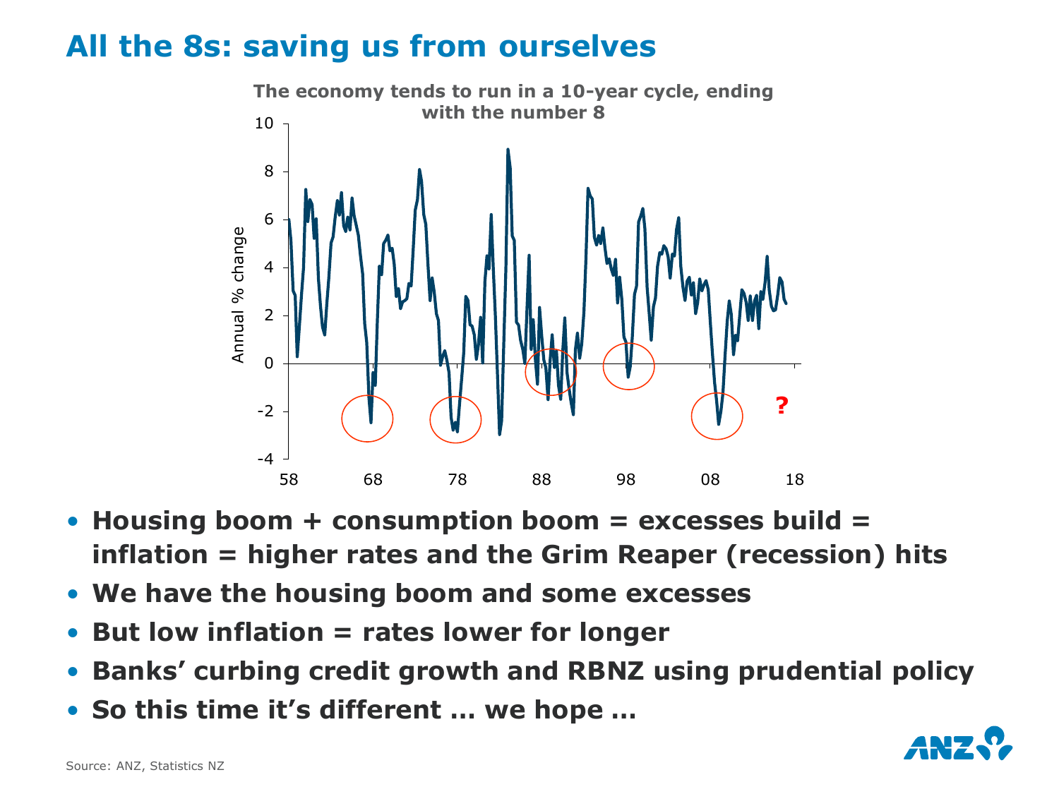# All the 8s: saving us from ourselves

**The economy tends to run in a 10-year cycle, ending with the number 8**

- **Housing boom + consumption boom = excesses build = inflation = higher rates and the Grim Reaper (recession) hits**
- **We have the housing boom and some excesses**
- **But low inflation = rates lower for longer**
- **Banks' curbing credit growth and RBNZ using prudential policy**
- **So this time it's different … we hope …**

Source: ANZ, Statistics NZ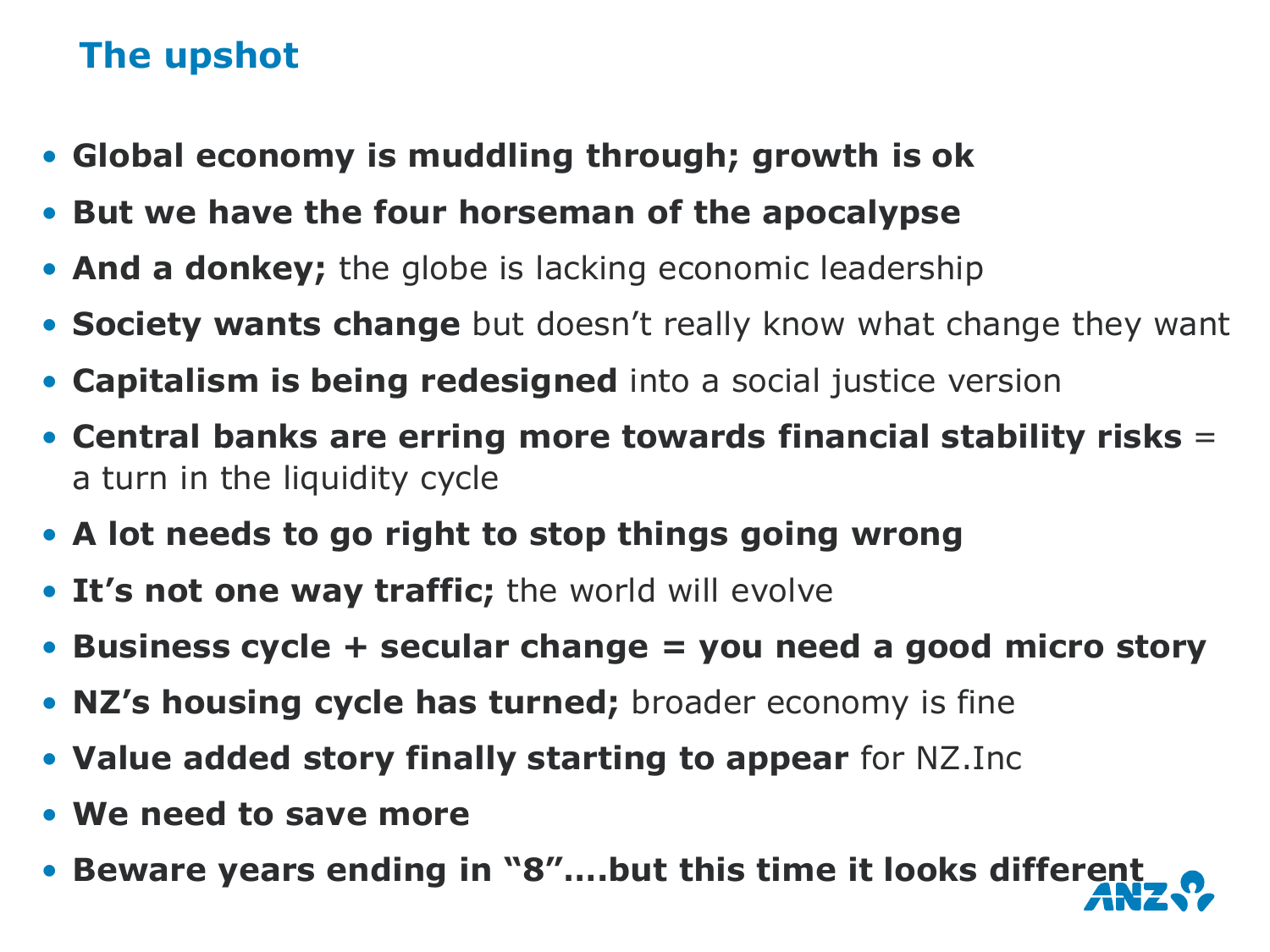## The upshot

- **Global economy is muddling through; growth is ok**
- **But we have the four horseman of the apocalypse**
- **And a donkey;** the globe is lacking economic leadership
- **Society wants change** but doesn't really know what change they want
- **Capitalism is being redesigned** into a social justice version
- **Central banks are erring more towards financial stability risks** = a turn in the liquidity cycle
- **A lot needs to go right to stop things going wrong**
- **It's not one way traffic;** the world will evolve
- **Business cycle + secular change = you need a good micro story**
- **NZ's housing cycle has turned;** broader economy is fine
- **Value added story finally starting to appear** for NZ.Inc
- **We need to save more**
- **Beware years ending in "8"….but this time it looks different**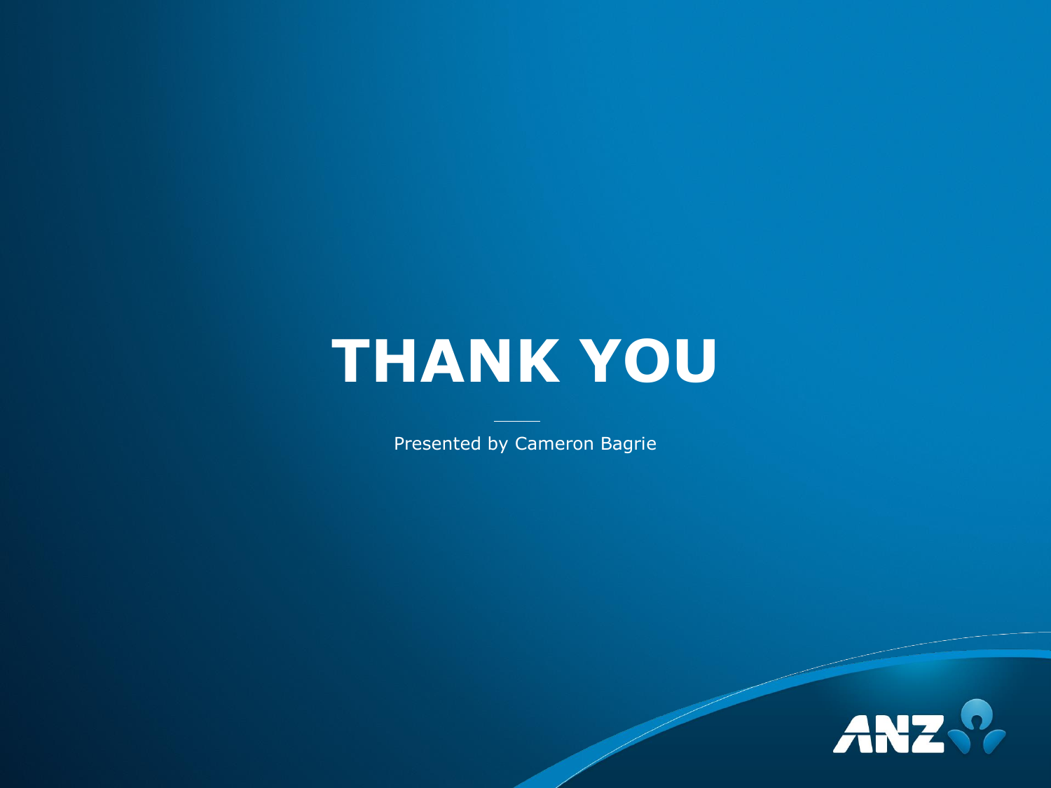# THANK YOU

Presented by Cameron Bagrie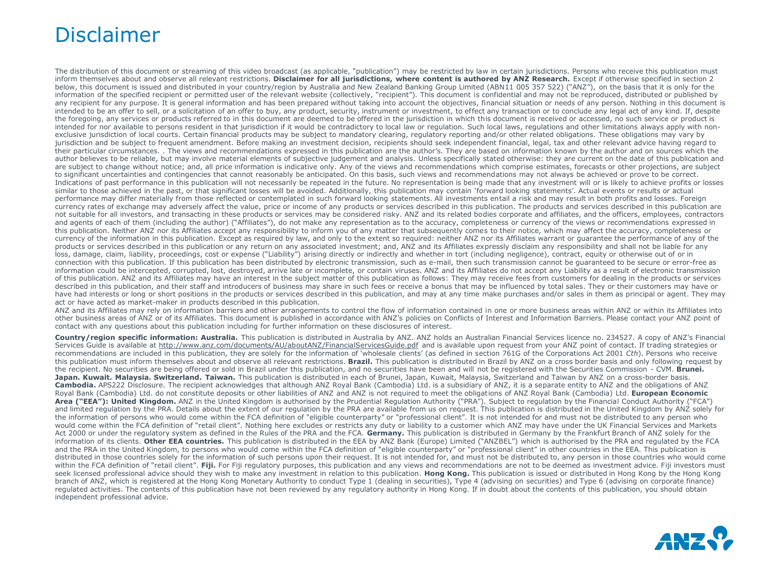# Disclaimer

The distribution of this document or streaming of this video broadcast (as applicable, "publication") may be restricted by law in certain jurisdictions. Persons who receive this publication must inform themselves about and observe all relevant restrictions. **Disclaimer for all jurisdictions, where content is authored by ANZ Research.** Except if otherwise specified in section 2 below, this document is issued and distributed in your country/region by Australia and New Zealand Banking Group Limited (ABN11 005 357 522) ("ANZ"), on the basis that it is only for the information of the specified recipient or permitted user of the relevant website (collectively, "recipient"). This document is confidential and may not be reproduced, distributed or published by any recipient for any purpose. It is general information and has been prepared without taking into account the objectives, financial situation or needs of any person. Nothing in this document is intended to be an offer to sell, or a solicitation of an offer to buy, any product, security, instrument or investment, to effect any transaction or to conclude any legal act of any kind. If, despite the foregoing, any services or products referred to in this document are deemed to be offered in the jurisdiction in which this document is received or accessed, no such service or product is intended for nor available to persons resident in that jurisdiction if it would be contradictory to local law or regulation. Such local laws, regulations and other limitations always apply with non-exclusive jurisdiction of local courts. Certain financial products may be subject to mandatory clearing, regulatory reporting and/or other related obligations. These obligations may vary by jurisdiction and be subject to frequent amendment. Before making an investment decision, recipients should seek independent financial, legal, tax and other relevant advice having regard to their particular circumstances. . The views and recommendations expressed in this publication are the author's. They are based on information known by the author and on sources which the author believes to be reliable, but may involve material elements of subjective judgement and analysis. Unless specifically stated otherwise: they are current on the date of this publication and are subject to change without notice; and, all price information is indicative only. Any of the views and recommendations which comprise estimates, forecasts or other projections, are subject to significant uncertainties and contingencies that cannot reasonably be anticipated. On this basis, such views and recommendations may not always be achieved or prove to be correct. Indications of past performance in this publication will not necessarily be repeated in the future. No representation is being made that any investment will or is likely to achieve profits or losses similar to those achieved in the past, or that significant losses will be avoided. Additionally, this publication may contain 'forward looking statements'. Actual events or results or actual performance may differ materially from those reflected or contemplated in such forward looking statements. All investments entail a risk and may result in both profits and losses. Foreign currency rates of exchange may adversely affect the value, price or income of any products or services described in this publication. The products and services described in this publication are not suitable for all investors, and transacting in these products or services may be considered risky. ANZ and its related bodies corporate and affiliates, and the officers, employees, contractors and agents of each of them (including the author) ("Affiliates"), do not make any representation as to the accuracy, completeness or currency of the views or recommendations expressed in this publication. Neither ANZ nor its Affiliates accept any responsibility to inform you of any matter that subsequently comes to their notice, which may affect the accuracy, completeness or currency of the information in this publication. Except as required by law, and only to the extent so required: neither ANZ nor its Affiliates warrant or guarantee the performance of any of the products or services described in this publication or any return on any associated investment; and, ANZ and its Affiliates expressly disclaim any responsibility and shall not be liable for any loss, damage, claim, liability, proceedings, cost or expense ("Liability") arising directly or indirectly and whether in tort (including negligence), contract, equity or otherwise out of or in connection with this publication. If this publication has been distributed by electronic transmission, such as e-mail, then such transmission cannot be guaranteed to be secure or error-free as information could be intercepted, corrupted, lost, destroyed, arrive late or incomplete, or contain viruses. ANZ and its Affiliates do not accept any Liability as a result of electronic transmission of this publication. ANZ and its Affiliates may have an interest in the subject matter of this publication as follows: They may receive fees from customers for dealing in the products or services described in this publication, and their staff and introducers of business may share in such fees or receive a bonus that may be influenced by total sales. They or their customers may have or have had interests or long or short positions in the products or services described in this publication, and may at any time make purchases and/or sales in them as principal or agent. They may act or have acted as market-maker in products described in this publication.

ANZ and its Affiliates may rely on information barriers and other arrangements to control the flow of information contained in one or more business areas within ANZ or within its Affiliates into other business areas of ANZ or of its Affiliates. This document is published in accordance with ANZ's policies on Conflicts of Interest and Information Barriers. Please contact your ANZ point of contact with any questions about this publication including for further information on these disclosures of interest.

**Country/region specific information: Australia.** This publication is distributed in Australia by ANZ. ANZ holds an Australian Financial Services licence no. 234527. A copy of ANZ's Financial Services Guide is available at http://www.anz.com/documents/AU/aboutANZ/FinancialServicesGuide.pdf and is available upon request from your ANZ point of contact. If trading strategies or recommendations are included in this publication, they are solely for the information of 'wholesale clients' (as defined in section 761G of the Corporations Act 2001 *Cth*). Persons who receive this publication must inform themselves about and observe all relevant restrictions. **Brazil.** This publication is distributed in Brazil by ANZ on a cross border basis and only following request by the recipient. No securities are being offered or sold in Brazil under this publication, and no securities have been and will not be registered with the Securities Commission - CVM. **Brunei. Japan. Kuwait. Malaysia. Switzerland. Taiwan.** This publication is distributed in each of Brunei, Japan, Kuwait, Malaysia, Switzerland and Taiwan by ANZ on a cross-border basis. **Cambodia.** APS222 Disclosure. The recipient acknowledges that although ANZ Royal Bank (Cambodia) Ltd. is a subsidiary of ANZ, it is a separate entity to ANZ and the obligations of ANZ Royal Bank (Cambodia) Ltd. do not constitute deposits or other liabilities of ANZ and ANZ is not required to meet the obligations of ANZ Royal Bank (Cambodia) Ltd. **European Economic Area ("EEA"): United Kingdom.** ANZ in the United Kingdom is authorised by the Prudential Regulation Authority ("PRA"). Subject to regulation by the Financial Conduct Authority ("FCA") and limited regulation by the PRA. Details about the extent of our regulation by the PRA are available from us on request. This publication is distributed in the United Kingdom by ANZ solely for the information of persons who would come within the FCA definition of "eligible counterparty" or "professional client". It is not intended for and must not be distributed to any person who would come within the FCA definition of "retail client". Nothing here excludes or restricts any duty or liability to a customer which ANZ may have under the UK Financial Services and Markets Act 2000 or under the regulatory system as defined in the Rules of the PRA and the FCA. **Germany.** This publication is distributed in Germany by the Frankfurt Branch of ANZ solely for the information of its clients. **Other EEA countries.** This publication is distributed in the EEA by ANZ Bank (Europe) Limited ("ANZBEL") which is authorised by the PRA and regulated by the FCA and the PRA in the United Kingdom, to persons who would come within the FCA definition of "eligible counterparty" or "professional client" in other countries in the EEA. This publication is distributed in those countries solely for the information of such persons upon their request. It is not intended for, and must not be distributed to, any person in those countries who would come within the FCA definition of "retail client". **Fiji.** For Fiji regulatory purposes, this publication and any views and recommendations are not to be deemed as investment advice. Fiji investors must seek licensed professional advice should they wish to make any investment in relation to this publication. **Hong Kong.** This publication is issued or distributed in Hong Kong by the Hong Kong branch of ANZ, which is registered at the Hong Kong Monetary Authority to conduct Type 1 (dealing in securities), Type 4 (advising on securities) and Type 6 (advising on corporate finance) regulated activities. The contents of this publication have not been reviewed by any regulatory authority in Hong Kong. If in doubt about the contents of this publication, you should obtain independent professional advice.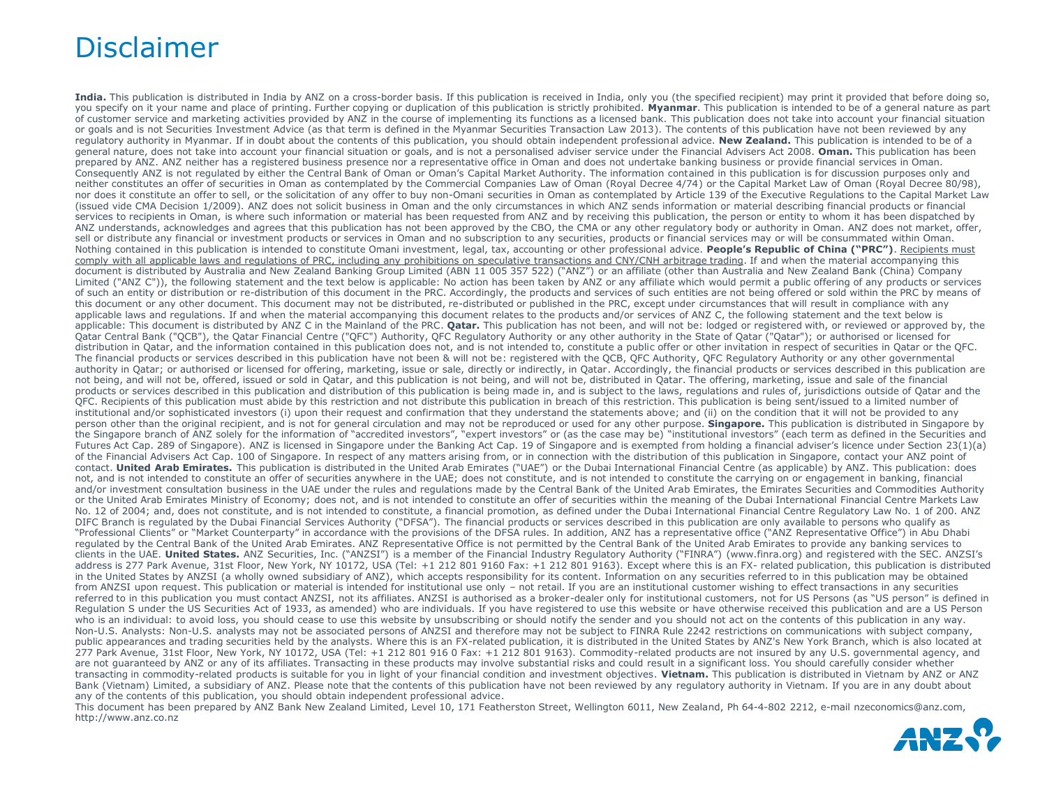# Disclaimer

**India.** This publication is distributed in India by ANZ on a cross-border basis. If this publication is received in India, only you (the specified recipient) may print it provided that before doing so, you specify on it your name and place of printing. Further copying or duplication of this publication is strictly prohibited. **Myanmar**. This publication is intended to be of a general nature as part of customer service and marketing activities provided by ANZ in the course of implementing its functions as a licensed bank. This publication does not take into account your financial situation or goals and is not Securities Investment Advice (as that term is defined in the Myanmar Securities Transaction Law 2013). The contents of this publication have not been reviewed by any regulatory authority in Myanmar. If in doubt about the contents of this publication, you should obtain independent professional advice. **New Zealand.** This publication is intended to be of a general nature, does not take into account your financial situation or goals, and is not a personalised adviser service under the Financial Advisers Act 2008. **Oman.** This publication has been prepared by ANZ. ANZ neither has a registered business presence nor a representative office in Oman and does not undertake banking business or provide financial services in Oman. Consequently ANZ is not regulated by either the Central Bank of Oman or Oman's Capital Market Authority. The information contained in this publication is for discussion purposes only and neither constitutes an offer of securities in Oman as contemplated by the Commercial Companies Law of Oman (Royal Decree 4/74) or the Capital Market Law of Oman (Royal Decree 80/98), nor does it constitute an offer to sell, or the solicitation of any offer to buy non-Omani securities in Oman as contemplated by Article 139 of the Executive Regulations to the Capital Market Law (issued vide CMA Decision 1/2009). ANZ does not solicit business in Oman and the only circumstances in which ANZ sends information or material describing financial products or financial services to recipients in Oman, is where such information or material has been requested from ANZ and by receiving this publication, the person or entity to whom it has been dispatched by ANZ understands, acknowledges and agrees that this publication has not been approved by the CBO, the CMA or any other regulatory body or authority in Oman. ANZ does not market, offer, sell or distribute any financial or investment products or services in Oman and no subscription to any securities, products or financial services may or will be consummated within Oman. Nothing contained in this publication is intended to constitute Omani investment, legal, tax, accounting or other professional advice. **People's Republic of China ("PRC")**. Recipients must comply with all applicable laws and regulations of PRC, including any prohibitions on speculative transactions and CNY/CNH arbitrage trading. If and when the material accompanying this document is distributed by Australia and New Zealand Banking Group Limited (ABN 11 005 357 522) ("ANZ") or an affiliate (other than Australia and New Zealand Bank (China) Company Limited ("ANZ C")), the following statement and the text below is applicable: No action has been taken by ANZ or any affiliate which would permit a public offering of any products or services of such an entity or distribution or re-distribution of this document in the PRC. Accordingly, the products and services of such entities are not being offered or sold within the PRC by means of this document or any other document. This document may not be distributed, re-distributed or published in the PRC, except under circumstances that will result in compliance with any applicable laws and regulations. If and when the material accompanying this document relates to the products and/or services of ANZ C, the following statement and the text below is applicable: This document is distributed by ANZ C in the Mainland of the PRC. **Qatar.** This publication has not been, and will not be: lodged or registered with, or reviewed or approved by, the Qatar Central Bank ("QCB"), the Qatar Financial Centre ("QFC") Authority, QFC Regulatory Authority or any other authority in the State of Qatar ("Qatar"); or authorised or licensed for distribution in Qatar, and the information contained in this publication does not, and is not intended to, constitute a public offer or other invitation in respect of securities in Qatar or the QFC. The financial products or services described in this publication have not been & will not be: registered with the QCB, QFC Authority, QFC Regulatory Authority or any other governmental authority in Qatar; or authorised or licensed for offering, marketing, issue or sale, directly or indirectly, in Qatar. Accordingly, the financial products or services described in this publication are not being, and will not be, offered, issued or sold in Qatar, and this publication is not being, and will not be, distributed in Qatar. The offering, marketing, issue and sale of the financial products or services described in this publication and distribution of this publication is being made in, and is subject to the laws, regulations and rules of, jurisdictions outside of Qatar and the QFC. Recipients of this publication must abide by this restriction and not distribute this publication in breach of this restriction. This publication is being sent/issued to a limited number of institutional and/or sophisticated investors (i) upon their request and confirmation that they understand the statements above; and (ii) on the condition that it will not be provided to any person other than the original recipient, and is not for general circulation and may not be reproduced or used for any other purpose. **Singapore.** This publication is distributed in Singapore by the Singapore branch of ANZ solely for the information of "accredited investors", "expert investors" or (as the case may be) "institutional investors" (each term as defined in the Securities and Futures Act Cap. 289 of Singapore). ANZ is licensed in Singapore under the Banking Act Cap. 19 of Singapore and is exempted from holding a financial adviser's licence under Section 23(1)(a) of the Financial Advisers Act Cap. 100 of Singapore. In respect of any matters arising from, or in connection with the distribution of this publication in Singapore, contact your ANZ point of contact. **United Arab Emirates.** This publication is distributed in the United Arab Emirates ("UAE") or the Dubai International Financial Centre (as applicable) by ANZ. This publication: does not, and is not intended to constitute an offer of securities anywhere in the UAE; does not constitute, and is not intended to constitute the carrying on or engagement in banking, financial and/or investment consultation business in the UAE under the rules and regulations made by the Central Bank of the United Arab Emirates, the Emirates Securities and Commodities Authority or the United Arab Emirates Ministry of Economy; does not, and is not intended to constitute an offer of securities within the meaning of the Dubai International Financial Centre Markets Law No. 12 of 2004; and, does not constitute, and is not intended to constitute, a financial promotion, as defined under the Dubai International Financial Centre Regulatory Law No. 1 of 200. ANZ DIFC Branch is regulated by the Dubai Financial Services Authority ("DFSA"). The financial products or services described in this publication are only available to persons who qualify as "Professional Clients" or "Market Counterparty" in accordance with the provisions of the DFSA rules. In addition, ANZ has a representative office ("ANZ Representative Office") in Abu Dhabi regulated by the Central Bank of the United Arab Emirates. ANZ Representative Office is not permitted by the Central Bank of the United Arab Emirates to provide any banking services to clients in the UAE. **United States.** ANZ Securities, Inc. ("ANZSI") is a member of the Financial Industry Regulatory Authority ("FINRA") (www.finra.org) and registered with the SEC. ANZSI's address is 277 Park Avenue, 31st Floor, New York, NY 10172, USA (Tel: +1 212 801 9160 Fax: +1 212 801 9163). Except where this is an FX- related publication, this publication is distributed in the United States by ANZSI (a wholly owned subsidiary of ANZ), which accepts responsibility for its content. Information on any securities referred to in this publication may be obtained from ANZSI upon request. This publication or material is intended for institutional use only – not retail. If you are an institutional customer wishing to effect transactions in any securities referred to in this publication you must contact ANZSI, not its affiliates. ANZSI is authorised as a broker-dealer only for institutional customers, not for US Persons (as "US person" is defined in Regulation S under the US Securities Act of 1933, as amended) who are individuals. If you have registered to use this website or have otherwise received this publication and are a US Person who is an individual: to avoid loss, you should cease to use this website by unsubscribing or should notify the sender and you should not act on the contents of this publication in any way. Non-U.S. Analysts: Non-U.S. analysts may not be associated persons of ANZSI and therefore may not be subject to FINRA Rule 2242 restrictions on communications with subject company, public appearances and trading securities held by the analysts. Where this is an FX-related publication, it is distributed in the United States by ANZ's New York Branch, which is also located at 277 Park Avenue, 31st Floor, New York, NY 10172, USA (Tel: +1 212 801 916 0 Fax: +1 212 801 9163). Commodity-related products are not insured by any U.S. governmental agency, and are not guaranteed by ANZ or any of its affiliates. Transacting in these products may involve substantial risks and could result in a significant loss. You should carefully consider whether transacting in commodity-related products is suitable for you in light of your financial condition and investment objectives. **Vietnam.** This publication is distributed in Vietnam by ANZ or ANZ Bank (Vietnam) Limited, a subsidiary of ANZ. Please note that the contents of this publication have not been reviewed by any regulatory authority in Vietnam. If you are in any doubt about any of the contents of this publication, you should obtain independent professional advice.

This document has been prepared by ANZ Bank New Zealand Limited, Level 10, 171 Featherston Street, Wellington 6011, New Zealand, Ph 64-4-802 2212, e-mail nzeconomics@anz.com, http://www.anz.co.nz